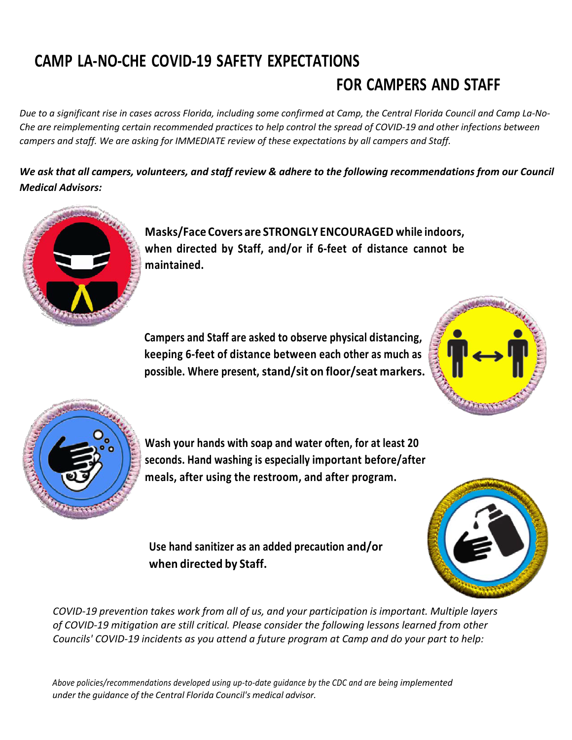# CAMP LA-NO-CHE COVID-19 SAFETY EXPECTATIONS FOR CAMPERS AND STAFF

*Due to a significant rise in cases across Florida, including some confirmed at Camp, the Central Florida Council and Camp La-No-Che are reimplementing certain recommended practices to help control the spread of COVID-19 and other infections between campers and staff. We are asking for IMMEDIATE review of these expectations by all campers and Staff.*

***We ask that all campers, volunteers, and staff review & adhere to the following recommendations from our Council Medical Advisors:***

**Masks/Face Covers are STRONGLY ENCOURAGED while indoors, when directed by Staff, and/or if 6-feet of distance cannot be maintained.**

**Campers and Staff are asked to observe physical distancing, keeping 6-feet of distance between each other as much as possible. Where present, stand/sit on floor/seat markers.**

**Wash your hands with soap and water often, for at least 20 seconds. Hand washing is especially important before/after meals, after using the restroom, and after program.**

**Use hand sanitizer as an added precaution and/or when directed by Staff.**

*COVID-19 prevention takes work from all of us, and your participation is important. Multiple layers of COVID-19 mitigation are still critical. Please consider the following lessons learned from other Councils' COVID-19 incidents as you attend a future program at Camp and do your part to help:*

*Above policies/recommendations developed using up-to-date guidance by the CDC and are being implemented under the guidance of the Central Florida Council's medical advisor.*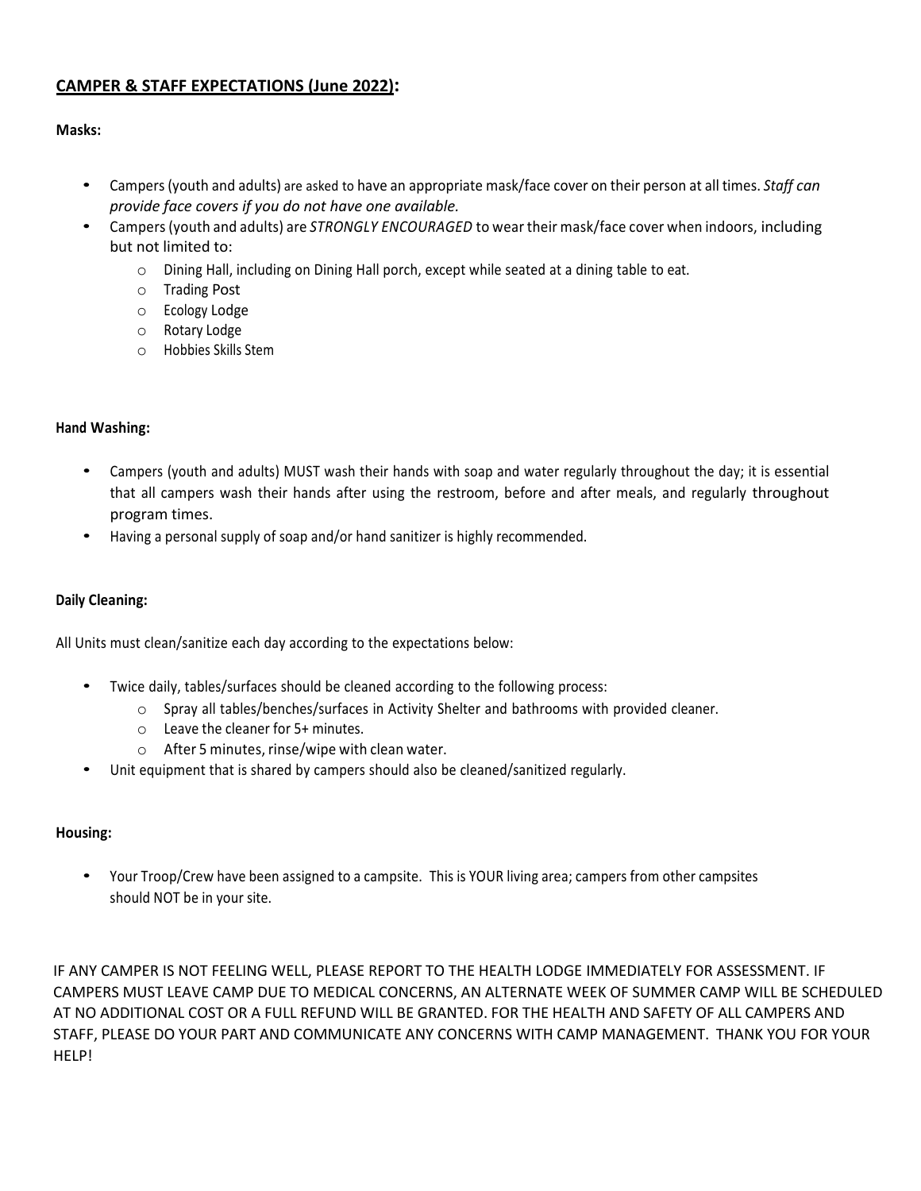## **<u>CAMPER & STAFF EXPECTATIONS (June 2022)</u>:**

**Masks:**

- Campers (youth and adults) are asked to have an appropriate mask/face cover on their person at all times. *Staff can provide face covers if you do not have one available.*
- Campers (youth and adults) are *STRONGLY ENCOURAGED* to wear their mask/face cover when indoors, including but not limited to:
  - Dining Hall, including on Dining Hall porch, except while seated at a dining table to eat.
  - Trading Post
  - Ecology Lodge
  - Rotary Lodge
  - Hobbies Skills Stem

**Hand Washing:**

- Campers (youth and adults) MUST wash their hands with soap and water regularly throughout the day; it is essential that all campers wash their hands after using the restroom, before and after meals, and regularly throughout program times.
- Having a personal supply of soap and/or hand sanitizer is highly recommended.

**Daily Cleaning:**

All Units must clean/sanitize each day according to the expectations below:

- Twice daily, tables/surfaces should be cleaned according to the following process:
  - Spray all tables/benches/surfaces in Activity Shelter and bathrooms with provided cleaner.
  - Leave the cleaner for 5+ minutes.
  - After 5 minutes, rinse/wipe with clean water.
- Unit equipment that is shared by campers should also be cleaned/sanitized regularly.

**Housing:**

- Your Troop/Crew have been assigned to a campsite. This is YOUR living area; campers from other campsites should NOT be in your site.

IF ANY CAMPER IS NOT FEELING WELL, PLEASE REPORT TO THE HEALTH LODGE IMMEDIATELY FOR ASSESSMENT. IF CAMPERS MUST LEAVE CAMP DUE TO MEDICAL CONCERNS, AN ALTERNATE WEEK OF SUMMER CAMP WILL BE SCHEDULED AT NO ADDITIONAL COST OR A FULL REFUND WILL BE GRANTED. FOR THE HEALTH AND SAFETY OF ALL CAMPERS AND STAFF, PLEASE DO YOUR PART AND COMMUNICATE ANY CONCERNS WITH CAMP MANAGEMENT. THANK YOU FOR YOUR HELP!